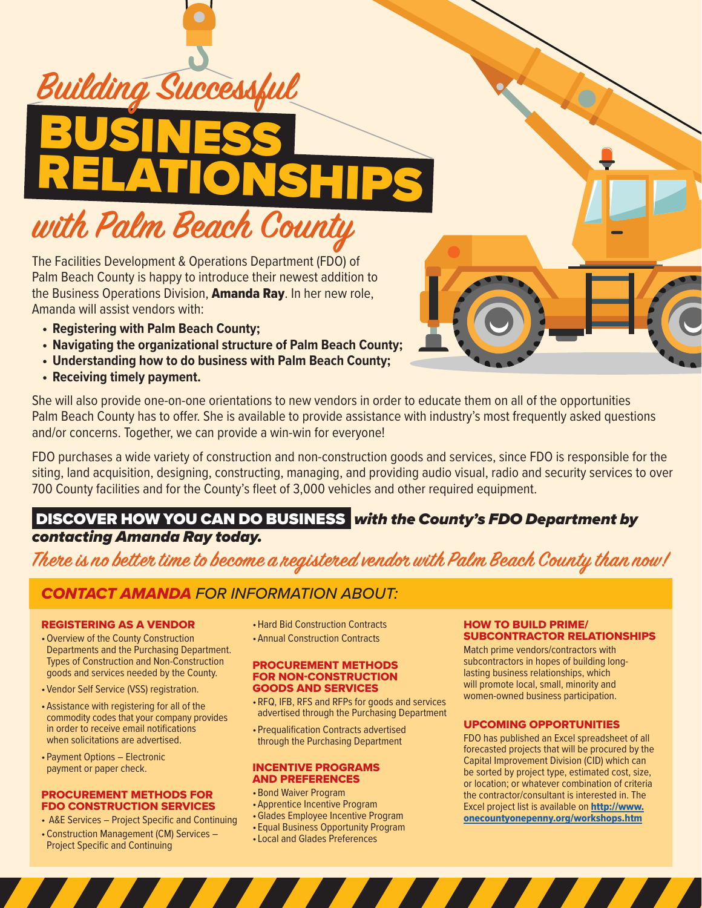# Building Successful BUSINESS RELATIONSHIPS with Palm Beach County

The Facilities Development & Operations Department (FDO) of Palm Beach County is happy to introduce their newest addition to the Business Operations Division, **Amanda Ray**. In her new role, Amanda will assist vendors with:

- **Registering with Palm Beach County;**
- **Navigating the organizational structure of Palm Beach County;**
- **Understanding how to do business with Palm Beach County;**
- **Receiving timely payment.**

She will also provide one-on-one orientations to new vendors in order to educate them on all of the opportunities Palm Beach County has to offer. She is available to provide assistance with industry's most frequently asked questions and/or concerns. Together, we can provide a win-win for everyone!

FDO purchases a wide variety of construction and non-construction goods and services, since FDO is responsible for the siting, land acquisition, designing, constructing, managing, and providing audio visual, radio and security services to over 700 County facilities and for the County's fleet of 3,000 vehicles and other required equipment.

**DISCOVER HOW YOU CAN DO BUSINESS** ***with the County's FDO Department by contacting Amanda Ray today.***

*There is no better time to become a registered vendor with Palm Beach County than now!*

## *CONTACT AMANDA FOR INFORMATION ABOUT:*

### REGISTERING AS A VENDOR

- Overview of the County Construction Departments and the Purchasing Department. Types of Construction and Non-Construction goods and services needed by the County.
- Vendor Self Service (VSS) registration.
- Assistance with registering for all of the commodity codes that your company provides in order to receive email notifications when solicitations are advertised.
- Payment Options – Electronic payment or paper check.

### PROCUREMENT METHODS FOR FDO CONSTRUCTION SERVICES

- A&E Services – Project Specific and Continuing
- Construction Management (CM) Services – Project Specific and Continuing
- Hard Bid Construction Contracts
- Annual Construction Contracts

### PROCUREMENT METHODS FOR NON-CONSTRUCTION GOODS AND SERVICES

- RFQ, IFB, RFS and RFPs for goods and services advertised through the Purchasing Department
- Prequalification Contracts advertised through the Purchasing Department

### INCENTIVE PROGRAMS AND PREFERENCES

- Bond Waiver Program
- Apprentice Incentive Program
- Glades Employee Incentive Program
- Equal Business Opportunity Program
- Local and Glades Preferences

### HOW TO BUILD PRIME/ SUBCONTRACTOR RELATIONSHIPS

Match prime vendors/contractors with subcontractors in hopes of building long-lasting business relationships, which will promote local, small, minority and women-owned business participation.

### UPCOMING OPPORTUNITIES

FDO has published an Excel spreadsheet of all forecasted projects that will be procured by the Capital Improvement Division (CID) which can be sorted by project type, estimated cost, size, or location; or whatever combination of criteria the contractor/consultant is interested in. The Excel project list is available on **http://www.onecountyonepenny.org/workshops.htm**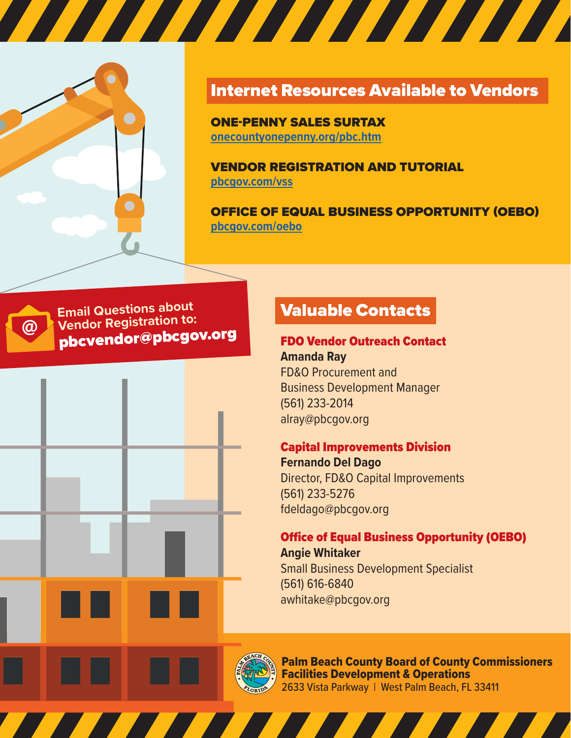## Internet Resources Available to Vendors

**ONE-PENNY SALES SURTAX**
onecountyonepenny.org/pbc.htm

**VENDOR REGISTRATION AND TUTORIAL**
pbcgov.com/vss

**OFFICE OF EQUAL BUSINESS OPPORTUNITY (OEBO)**
pbcgov.com/oebo

**Email Questions about Vendor Registration to:**
**pbcvendor@pbcgov.org**

## Valuable Contacts

### FDO Vendor Outreach Contact

**Amanda Ray**
FD&O Procurement and
Business Development Manager
(561) 233-2014
alray@pbcgov.org

### Capital Improvements Division

**Fernando Del Dago**
Director, FD&O Capital Improvements
(561) 233-5276
fdeldago@pbcgov.org

### Office of Equal Business Opportunity (OEBO)

**Angie Whitaker**
Small Business Development Specialist
(561) 616-6840
awhitake@pbcgov.org

**Palm Beach County Board of County Commissioners**
**Facilities Development & Operations**
2633 Vista Parkway | West Palm Beach, FL 33411